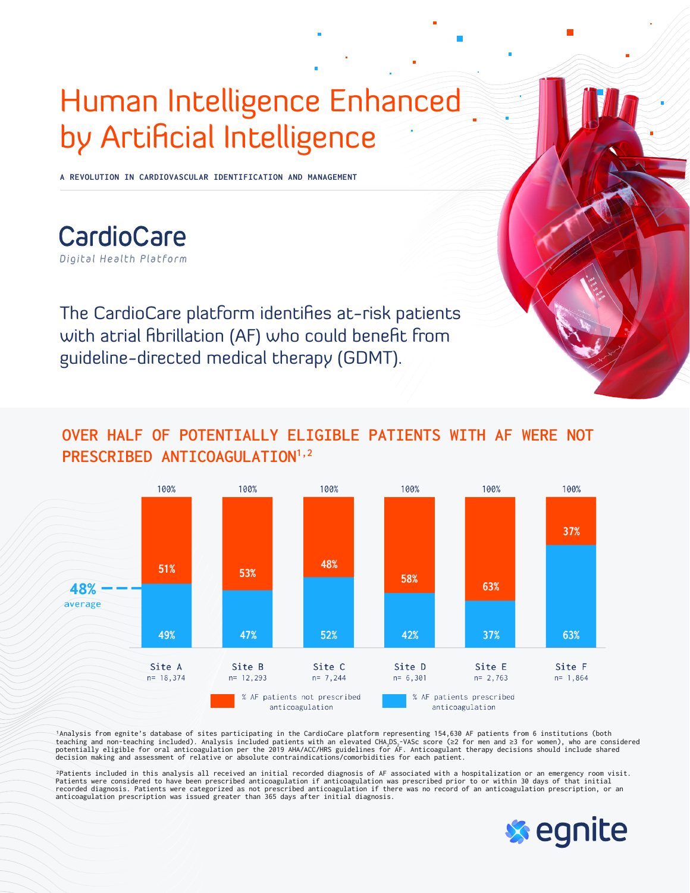# Human Intelligence Enhanced by Artificial Intelligence

**A REVOLUTION IN CARDIOVASCULAR IDENTIFICATION AND MANAGEMENT**

## CardioCare

*Digital Health Platform*

The CardioCare platform identifies at-risk patients with atrial fibrillation (AF) who could benefit from guideline-directed medical therapy (GDMT).

## OVER HALF OF POTENTIALLY ELIGIBLE PATIENTS WITH AF WERE NOT PRESCRIBED ANTICOAGULATION[1,2]

| | Site A | Site B | Site C | Site D | Site E | Site F |
|---|---|---|---|---|---|---|
| n | 18,374 | 12,293 | 7,244 | 6,301 | 2,763 | 1,864 |
| % AF patients not prescribed anticoagulation | 51% | 53% | 48% | 58% | 63% | 37% |
| % AF patients prescribed anticoagulation | 49% | 47% | 52% | 42% | 37% | 63% |
| Total | 100% | 100% | 100% | 100% | 100% | 100% |

48% average

[1]Analysis from egnite's database of sites participating in the CardioCare platform representing 154,630 AF patients from 6 institutions (both teaching and non-teaching included). Analysis included patients with an elevated $CHA_2DS_2$-VASc score (≥2 for men and ≥3 for women), who are considered potentially eligible for oral anticoagulation per the 2019 AHA/ACC/HRS guidelines for AF. Anticoagulant therapy decisions should include shared decision making and assessment of relative or absolute contraindications/comorbidities for each patient.

[2]Patients included in this analysis all received an initial recorded diagnosis of AF associated with a hospitalization or an emergency room visit. Patients were considered to have been prescribed anticoagulation if anticoagulation was prescribed prior to or within 30 days of that initial recorded diagnosis. Patients were categorized as not prescribed anticoagulation if there was no record of an anticoagulation prescription, or an anticoagulation prescription was issued greater than 365 days after initial diagnosis.

egnite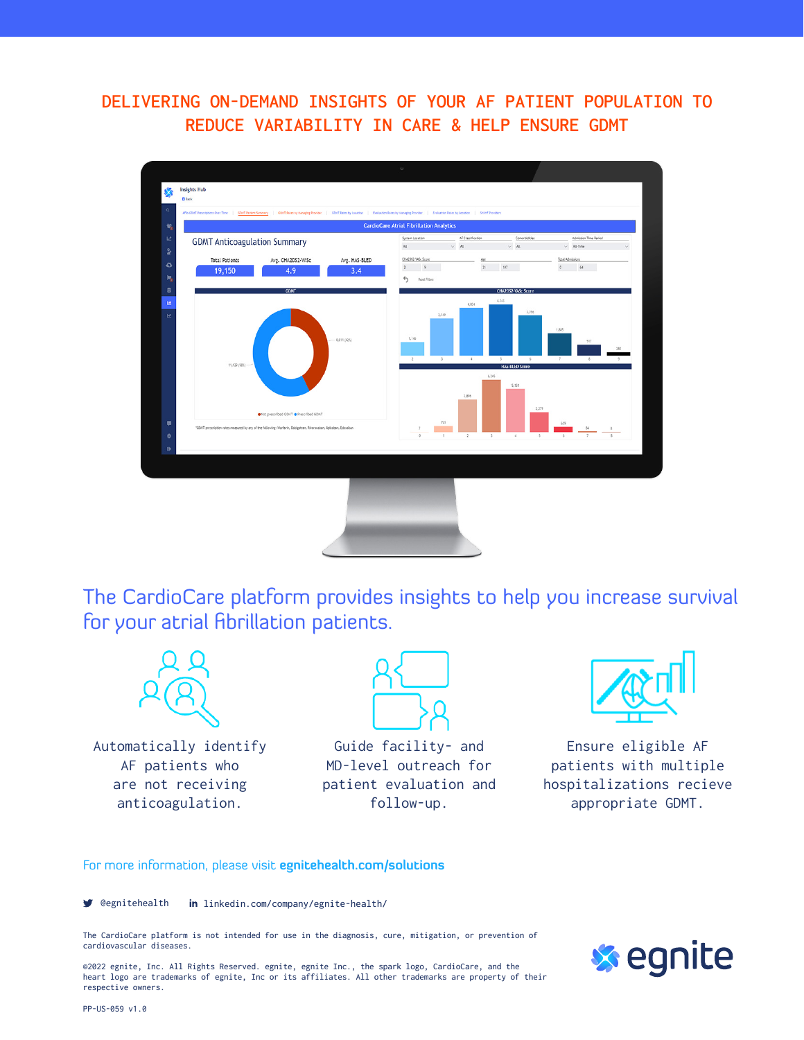# DELIVERING ON-DEMAND INSIGHTS OF YOUR AF PATIENT POPULATION TO REDUCE VARIABILITY IN CARE & HELP ENSURE GDMT

## The CardioCare platform provides insights to help you increase survival for your atrial fibrillation patients.

Automatically identify AF patients who are not receiving anticoagulation.

Guide facility- and MD-level outreach for patient evaluation and follow-up.

Ensure eligible AF patients with multiple hospitalizations recieve appropriate GDMT.

For more information, please visit **egnitehealth.com/solutions**

@egnitehealth

linkedin.com/company/egnite-health/

The CardioCare platform is not intended for use in the diagnosis, cure, mitigation, or prevention of cardiovascular diseases.

©2022 egnite, Inc. All Rights Reserved. egnite, egnite Inc., the spark logo, CardioCare, and the heart logo are trademarks of egnite, Inc or its affiliates. All other trademarks are property of their respective owners.

egnite

PP-US-059 v1.0